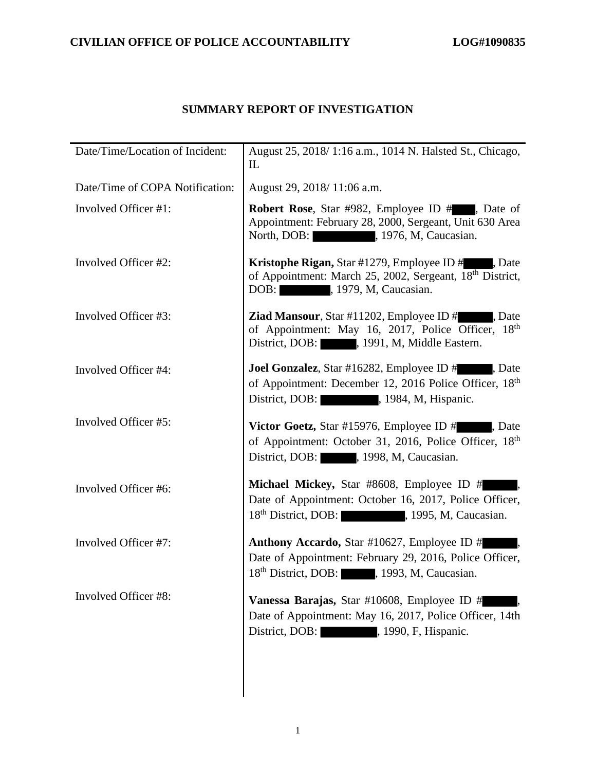**CIVILIAN OFFICE OF POLICE ACCOUNTABILITY** **LOG#1090835**

## SUMMARY REPORT OF INVESTIGATION

| | |
|---|---|
| Date/Time/Location of Incident: | August 25, 2018/ 1:16 a.m., 1014 N. Halsted St., Chicago, IL |
| Date/Time of COPA Notification: | August 29, 2018/ 11:06 a.m. |
| Involved Officer #1: | **Robert Rose**, Star #982, Employee ID # , Date of Appointment: February 28, 2000, Sergeant, Unit 630 Area North, DOB: , 1976, M, Caucasian. |
| Involved Officer #2: | **Kristophe Rigan,** Star #1279, Employee ID # , Date of Appointment: March 25, 2002, Sergeant, 18th District, DOB: , 1979, M, Caucasian. |
| Involved Officer #3: | **Ziad Mansour**, Star #11202, Employee ID # , Date of Appointment: May 16, 2017, Police Officer, 18th District, DOB: , 1991, M, Middle Eastern. |
| Involved Officer #4: | **Joel Gonzalez**, Star #16282, Employee ID # , Date of Appointment: December 12, 2016 Police Officer, 18th District, DOB: , 1984, M, Hispanic. |
| Involved Officer #5: | **Victor Goetz,** Star #15976, Employee ID # , Date of Appointment: October 31, 2016, Police Officer, 18th District, DOB: , 1998, M, Caucasian. |
| Involved Officer #6: | **Michael Mickey,** Star #8608, Employee ID # , Date of Appointment: October 16, 2017, Police Officer, 18th District, DOB: , 1995, M, Caucasian. |
| Involved Officer #7: | **Anthony Accardo,** Star #10627, Employee ID # , Date of Appointment: February 29, 2016, Police Officer, 18th District, DOB: , 1993, M, Caucasian. |
| Involved Officer #8: | **Vanessa Barajas,** Star #10608, Employee ID # , Date of Appointment: May 16, 2017, Police Officer, 14th District, DOB: , 1990, F, Hispanic. |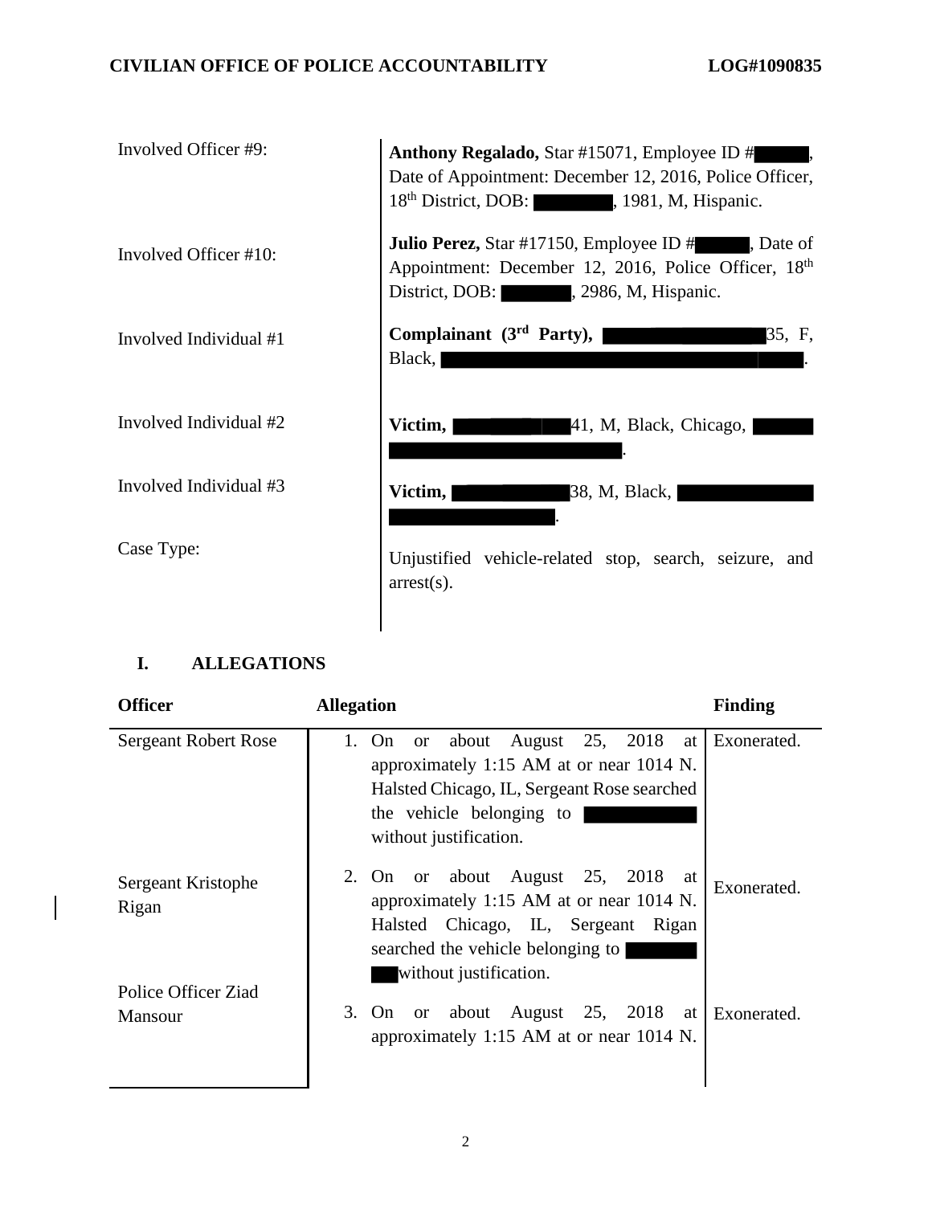| | |
|---|---|
| Involved Officer #9: | **Anthony Regalado,** Star #15071, Employee ID # , Date of Appointment: December 12, 2016, Police Officer, 18th District, DOB: , 1981, M, Hispanic. |
| Involved Officer #10: | **Julio Perez,** Star #17150, Employee ID # , Date of Appointment: December 12, 2016, Police Officer, 18th District, DOB: , 2986, M, Hispanic. |
| Involved Individual #1 | **Complainant (3rd Party),** 35, F, Black, . |
| Involved Individual #2 | **Victim,** 41, M, Black, Chicago, . |
| Involved Individual #3 | **Victim,** 38, M, Black, . |
| Case Type: | Unjustified vehicle-related stop, search, seizure, and arrest(s). |

## I. ALLEGATIONS

| Officer | Allegation | Finding |
|---|---|---|
| Sergeant Robert Rose | 1. On or about August 25, 2018 at approximately 1:15 AM at or near 1014 N. Halsted Chicago, IL, Sergeant Rose searched the vehicle belonging to without justification. | Exonerated. |
| Sergeant Kristophe Rigan | 2. On or about August 25, 2018 at approximately 1:15 AM at or near 1014 N. Halsted Chicago, IL, Sergeant Rigan searched the vehicle belonging to without justification. | Exonerated. |
| Police Officer Ziad Mansour | 3. On or about August 25, 2018 at approximately 1:15 AM at or near 1014 N. | Exonerated. |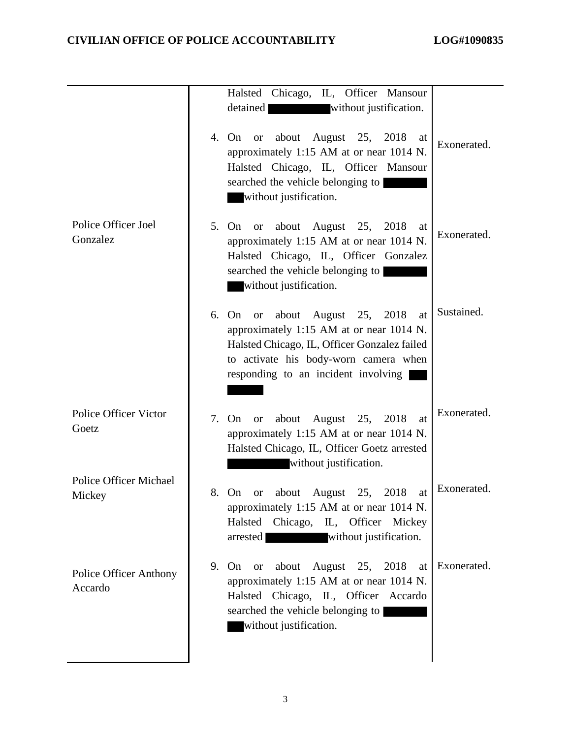| | | |
|---|---|---|
| | Halsted Chicago, IL, Officer Mansour detained ██████ without justification. | |
| | 4. On or about August 25, 2018 at approximately 1:15 AM at or near 1014 N. Halsted Chicago, IL, Officer Mansour searched the vehicle belonging to ██████ without justification. | Exonerated. |
| Police Officer Joel Gonzalez | 5. On or about August 25, 2018 at approximately 1:15 AM at or near 1014 N. Halsted Chicago, IL, Officer Gonzalez searched the vehicle belonging to ██████ without justification. | Exonerated. |
| | 6. On or about August 25, 2018 at approximately 1:15 AM at or near 1014 N. Halsted Chicago, IL, Officer Gonzalez failed to activate his body-worn camera when responding to an incident involving ██████ | Sustained. |
| Police Officer Victor Goetz | 7. On or about August 25, 2018 at approximately 1:15 AM at or near 1014 N. Halsted Chicago, IL, Officer Goetz arrested ██████ without justification. | Exonerated. |
| Police Officer Michael Mickey | 8. On or about August 25, 2018 at approximately 1:15 AM at or near 1014 N. Halsted Chicago, IL, Officer Mickey arrested ██████ without justification. | Exonerated. |
| Police Officer Anthony Accardo | 9. On or about August 25, 2018 at approximately 1:15 AM at or near 1014 N. Halsted Chicago, IL, Officer Accardo searched the vehicle belonging to ██████ without justification. | Exonerated. |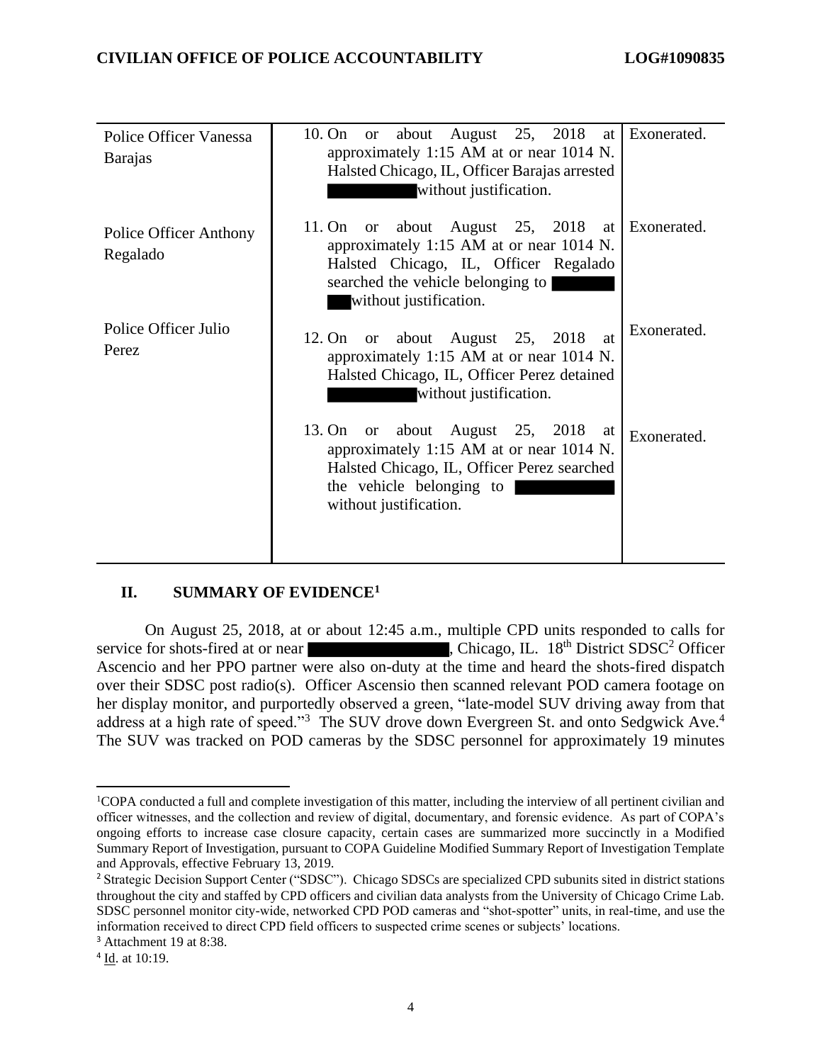| | | |
|---|---|---|
| Police Officer Vanessa Barajas | 10. On or about August 25, 2018 at approximately 1:15 AM at or near 1014 N. Halsted Chicago, IL, Officer Barajas arrested ██████ without justification. | Exonerated. |
| Police Officer Anthony Regalado | 11. On or about August 25, 2018 at approximately 1:15 AM at or near 1014 N. Halsted Chicago, IL, Officer Regalado searched the vehicle belonging to ██████ without justification. | Exonerated. |
| Police Officer Julio Perez | 12. On or about August 25, 2018 at approximately 1:15 AM at or near 1014 N. Halsted Chicago, IL, Officer Perez detained ██████ without justification. | Exonerated. |
| | 13. On or about August 25, 2018 at approximately 1:15 AM at or near 1014 N. Halsted Chicago, IL, Officer Perez searched the vehicle belonging to ██████ without justification. | Exonerated. |

## II. SUMMARY OF EVIDENCE[1]

On August 25, 2018, at or about 12:45 a.m., multiple CPD units responded to calls for service for shots-fired at or near ██████████, Chicago, IL. 18th District SDSC[2] Officer Ascencio and her PPO partner were also on-duty at the time and heard the shots-fired dispatch over their SDSC post radio(s). Officer Ascensio then scanned relevant POD camera footage on her display monitor, and purportedly observed a green, "late-model SUV driving away from that address at a high rate of speed."[3] The SUV drove down Evergreen St. and onto Sedgwick Ave.[4] The SUV was tracked on POD cameras by the SDSC personnel for approximately 19 minutes

---

[1] COPA conducted a full and complete investigation of this matter, including the interview of all pertinent civilian and officer witnesses, and the collection and review of digital, documentary, and forensic evidence. As part of COPA's ongoing efforts to increase case closure capacity, certain cases are summarized more succinctly in a Modified Summary Report of Investigation, pursuant to COPA Guideline Modified Summary Report of Investigation Template and Approvals, effective February 13, 2019.

[2] Strategic Decision Support Center ("SDSC"). Chicago SDSCs are specialized CPD subunits sited in district stations throughout the city and staffed by CPD officers and civilian data analysts from the University of Chicago Crime Lab. SDSC personnel monitor city-wide, networked CPD POD cameras and "shot-spotter" units, in real-time, and use the information received to direct CPD field officers to suspected crime scenes or subjects' locations.

[3] Attachment 19 at 8:38.

[4] Id. at 10:19.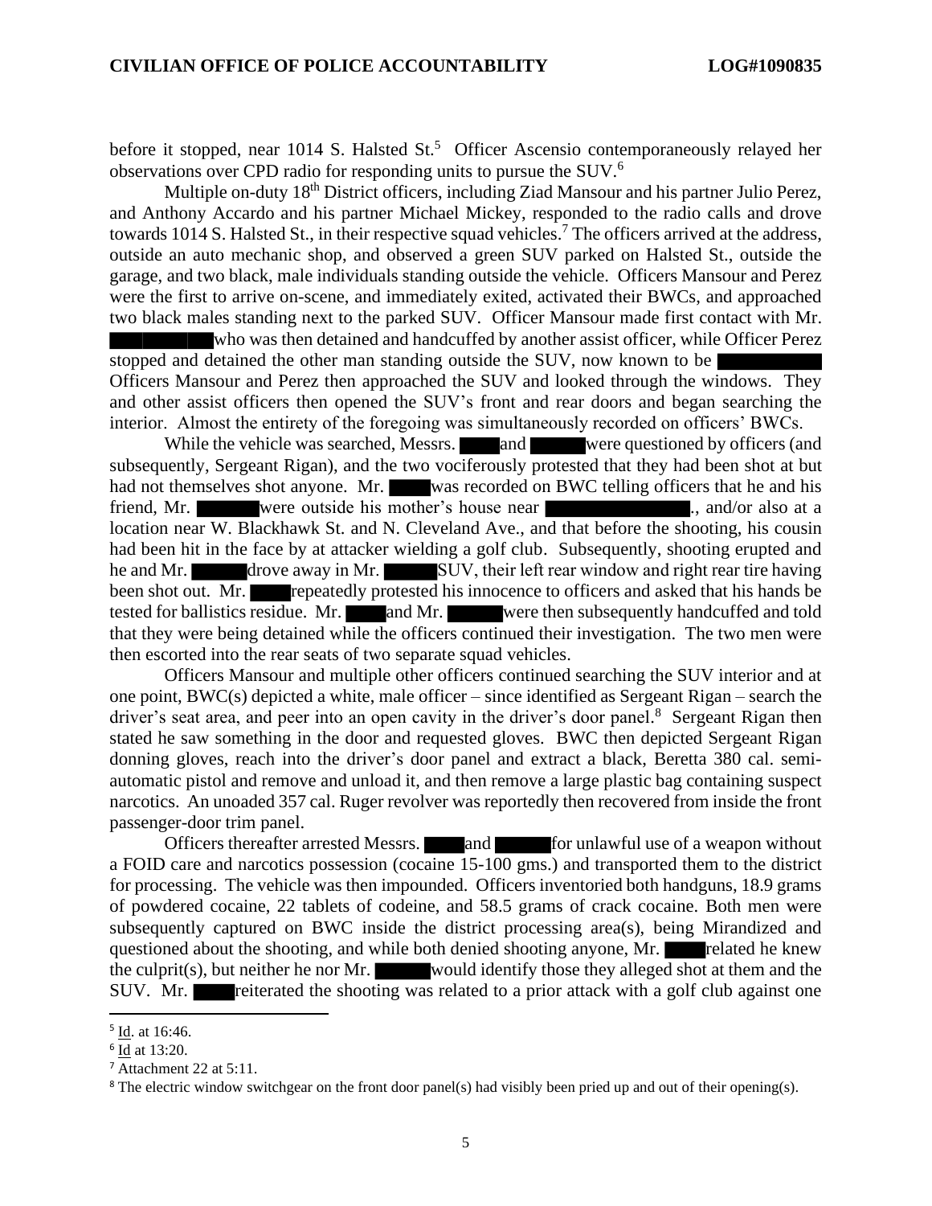before it stopped, near 1014 S. Halsted St.[5] Officer Ascensio contemporaneously relayed her observations over CPD radio for responding units to pursue the SUV.[6]

Multiple on-duty 18th District officers, including Ziad Mansour and his partner Julio Perez, and Anthony Accardo and his partner Michael Mickey, responded to the radio calls and drove towards 1014 S. Halsted St., in their respective squad vehicles.[7] The officers arrived at the address, outside an auto mechanic shop, and observed a green SUV parked on Halsted St., outside the garage, and two black, male individuals standing outside the vehicle. Officers Mansour and Perez were the first to arrive on-scene, and immediately exited, activated their BWCs, and approached two black males standing next to the parked SUV. Officer Mansour made first contact with Mr. ███ who was then detained and handcuffed by another assist officer, while Officer Perez stopped and detained the other man standing outside the SUV, now known to be ███ Officers Mansour and Perez then approached the SUV and looked through the windows. They and other assist officers then opened the SUV's front and rear doors and began searching the interior. Almost the entirety of the foregoing was simultaneously recorded on officers' BWCs.

While the vehicle was searched, Messrs. ███ and ███ were questioned by officers (and subsequently, Sergeant Rigan), and the two vociferously protested that they had been shot at but had not themselves shot anyone. Mr. ███ was recorded on BWC telling officers that he and his friend, Mr. ███ were outside his mother's house near ███., and/or also at a location near W. Blackhawk St. and N. Cleveland Ave., and that before the shooting, his cousin had been hit in the face by at attacker wielding a golf club. Subsequently, shooting erupted and he and Mr. ███ drove away in Mr. ███ SUV, their left rear window and right rear tire having been shot out. Mr. ███ repeatedly protested his innocence to officers and asked that his hands be tested for ballistics residue. Mr. ███ and Mr. ███ were then subsequently handcuffed and told that they were being detained while the officers continued their investigation. The two men were then escorted into the rear seats of two separate squad vehicles.

Officers Mansour and multiple other officers continued searching the SUV interior and at one point, BWC(s) depicted a white, male officer – since identified as Sergeant Rigan – search the driver's seat area, and peer into an open cavity in the driver's door panel.[8] Sergeant Rigan then stated he saw something in the door and requested gloves. BWC then depicted Sergeant Rigan donning gloves, reach into the driver's door panel and extract a black, Beretta 380 cal. semi-automatic pistol and remove and unload it, and then remove a large plastic bag containing suspect narcotics. An unoaded 357 cal. Ruger revolver was reportedly then recovered from inside the front passenger-door trim panel.

Officers thereafter arrested Messrs. ███ and ███ for unlawful use of a weapon without a FOID care and narcotics possession (cocaine 15-100 gms.) and transported them to the district for processing. The vehicle was then impounded. Officers inventoried both handguns, 18.9 grams of powdered cocaine, 22 tablets of codeine, and 58.5 grams of crack cocaine. Both men were subsequently captured on BWC inside the district processing area(s), being Mirandized and questioned about the shooting, and while both denied shooting anyone, Mr. ███ related he knew the culprit(s), but neither he nor Mr. ███ would identify those they alleged shot at them and the SUV. Mr. ███ reiterated the shooting was related to a prior attack with a golf club against one

[5] Id. at 16:46.

[6] Id at 13:20.

[7] Attachment 22 at 5:11.

[8] The electric window switchgear on the front door panel(s) had visibly been pried up and out of their opening(s).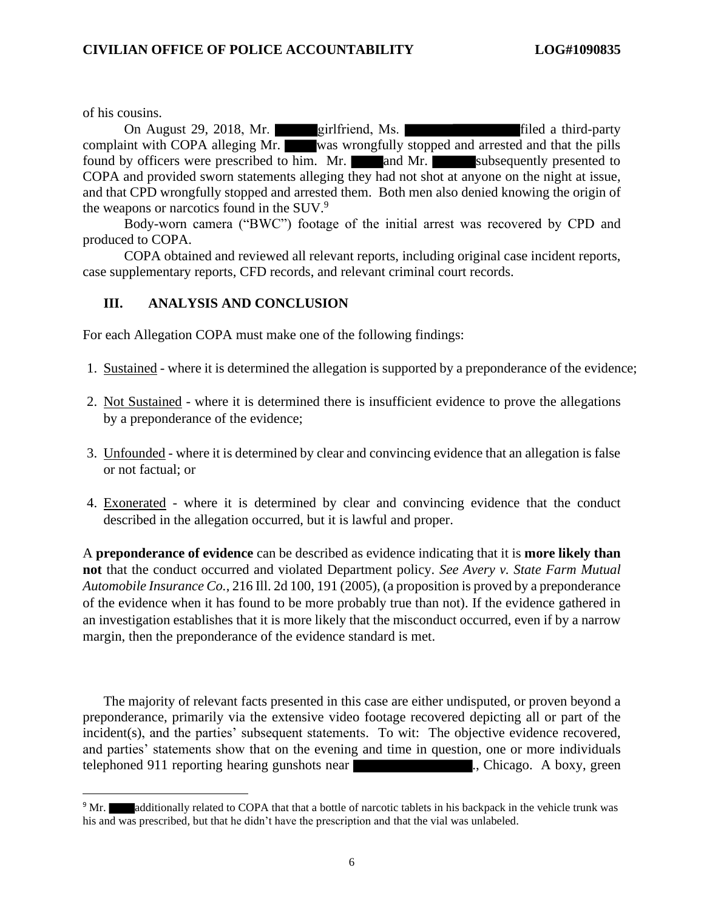of his cousins.

On August 29, 2018, Mr. ██████ girlfriend, Ms. ████████████ filed a third-party complaint with COPA alleging Mr. ████ was wrongfully stopped and arrested and that the pills found by officers were prescribed to him. Mr. ████ and Mr. ██████ subsequently presented to COPA and provided sworn statements alleging they had not shot at anyone on the night at issue, and that CPD wrongfully stopped and arrested them. Both men also denied knowing the origin of the weapons or narcotics found in the SUV.[9]

Body-worn camera ("BWC") footage of the initial arrest was recovered by CPD and produced to COPA.

COPA obtained and reviewed all relevant reports, including original case incident reports, case supplementary reports, CFD records, and relevant criminal court records.

## III. ANALYSIS AND CONCLUSION

For each Allegation COPA must make one of the following findings:

1. Sustained - where it is determined the allegation is supported by a preponderance of the evidence;
2. Not Sustained - where it is determined there is insufficient evidence to prove the allegations by a preponderance of the evidence;
3. Unfounded - where it is determined by clear and convincing evidence that an allegation is false or not factual; or
4. Exonerated - where it is determined by clear and convincing evidence that the conduct described in the allegation occurred, but it is lawful and proper.

A **preponderance of evidence** can be described as evidence indicating that it is **more likely than not** that the conduct occurred and violated Department policy. *See Avery v. State Farm Mutual Automobile Insurance Co.*, 216 Ill. 2d 100, 191 (2005), (a proposition is proved by a preponderance of the evidence when it has found to be more probably true than not). If the evidence gathered in an investigation establishes that it is more likely that the misconduct occurred, even if by a narrow margin, then the preponderance of the evidence standard is met.

The majority of relevant facts presented in this case are either undisputed, or proven beyond a preponderance, primarily via the extensive video footage recovered depicting all or part of the incident(s), and the parties' subsequent statements. To wit: The objective evidence recovered, and parties' statements show that on the evening and time in question, one or more individuals telephoned 911 reporting hearing gunshots near ████████████., Chicago. A boxy, green

[9] Mr. ████ additionally related to COPA that that a bottle of narcotic tablets in his backpack in the vehicle trunk was his and was prescribed, but that he didn't have the prescription and that the vial was unlabeled.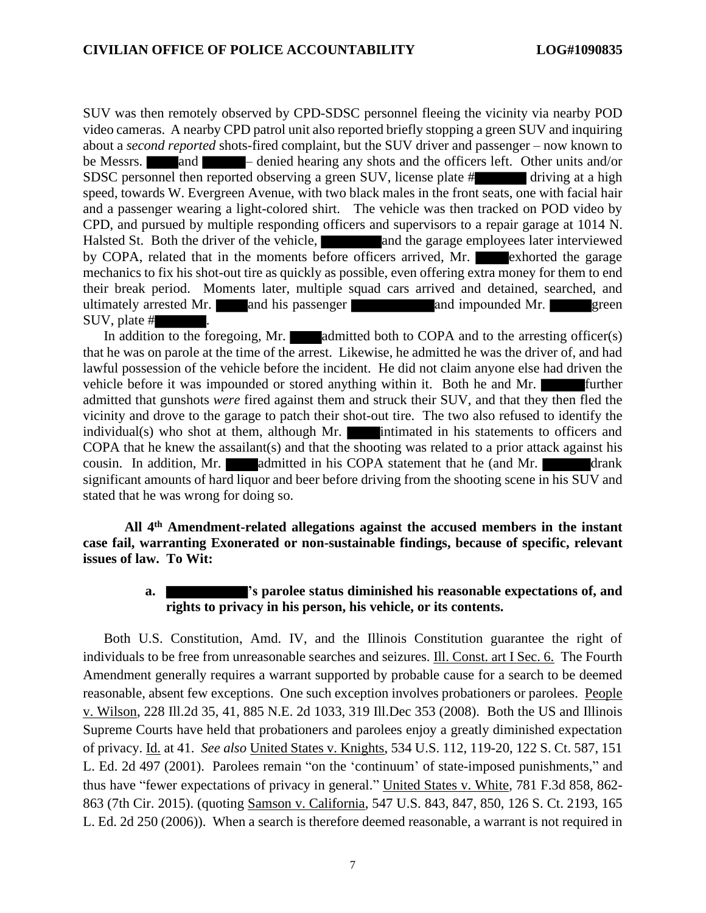SUV was then remotely observed by CPD-SDSC personnel fleeing the vicinity via nearby POD video cameras. A nearby CPD patrol unit also reported briefly stopping a green SUV and inquiring about a *second reported* shots-fired complaint, but the SUV driver and passenger – now known to be Messrs. ████ and █████ – denied hearing any shots and the officers left. Other units and/or SDSC personnel then reported observing a green SUV, license plate #██████ driving at a high speed, towards W. Evergreen Avenue, with two black males in the front seats, one with facial hair and a passenger wearing a light-colored shirt. The vehicle was then tracked on POD video by CPD, and pursued by multiple responding officers and supervisors to a repair garage at 1014 N. Halsted St. Both the driver of the vehicle, ███████ and the garage employees later interviewed by COPA, related that in the moments before officers arrived, Mr. ████ exhorted the garage mechanics to fix his shot-out tire as quickly as possible, even offering extra money for them to end their break period. Moments later, multiple squad cars arrived and detained, searched, and ultimately arrested Mr. ████ and his passenger █████████ and impounded Mr. █████ green SUV, plate #██████.

In addition to the foregoing, Mr. ████ admitted both to COPA and to the arresting officer(s) that he was on parole at the time of the arrest. Likewise, he admitted he was the driver of, and had lawful possession of the vehicle before the incident. He did not claim anyone else had driven the vehicle before it was impounded or stored anything within it. Both he and Mr. █████ further admitted that gunshots *were* fired against them and struck their SUV, and that they then fled the vicinity and drove to the garage to patch their shot-out tire. The two also refused to identify the individual(s) who shot at them, although Mr. ████ intimated in his statements to officers and COPA that he knew the assailant(s) and that the shooting was related to a prior attack against his cousin. In addition, Mr. ████ admitted in his COPA statement that he (and Mr. █████ drank significant amounts of hard liquor and beer before driving from the shooting scene in his SUV and stated that he was wrong for doing so.

**All 4th Amendment-related allegations against the accused members in the instant case fail, warranting Exonerated or non-sustainable findings, because of specific, relevant issues of law. To Wit:**

**a. █████████'s parolee status diminished his reasonable expectations of, and rights to privacy in his person, his vehicle, or its contents.**

Both U.S. Constitution, Amd. IV, and the Illinois Constitution guarantee the right of individuals to be free from unreasonable searches and seizures. Ill. Const. art I Sec. 6. The Fourth Amendment generally requires a warrant supported by probable cause for a search to be deemed reasonable, absent few exceptions. One such exception involves probationers or parolees. People v. Wilson, 228 Ill.2d 35, 41, 885 N.E. 2d 1033, 319 Ill.Dec 353 (2008). Both the US and Illinois Supreme Courts have held that probationers and parolees enjoy a greatly diminished expectation of privacy. Id. at 41. *See also* United States v. Knights, 534 U.S. 112, 119-20, 122 S. Ct. 587, 151 L. Ed. 2d 497 (2001). Parolees remain "on the 'continuum' of state-imposed punishments," and thus have "fewer expectations of privacy in general." United States v. White, 781 F.3d 858, 862-863 (7th Cir. 2015). (quoting Samson v. California, 547 U.S. 843, 847, 850, 126 S. Ct. 2193, 165 L. Ed. 2d 250 (2006)). When a search is therefore deemed reasonable, a warrant is not required in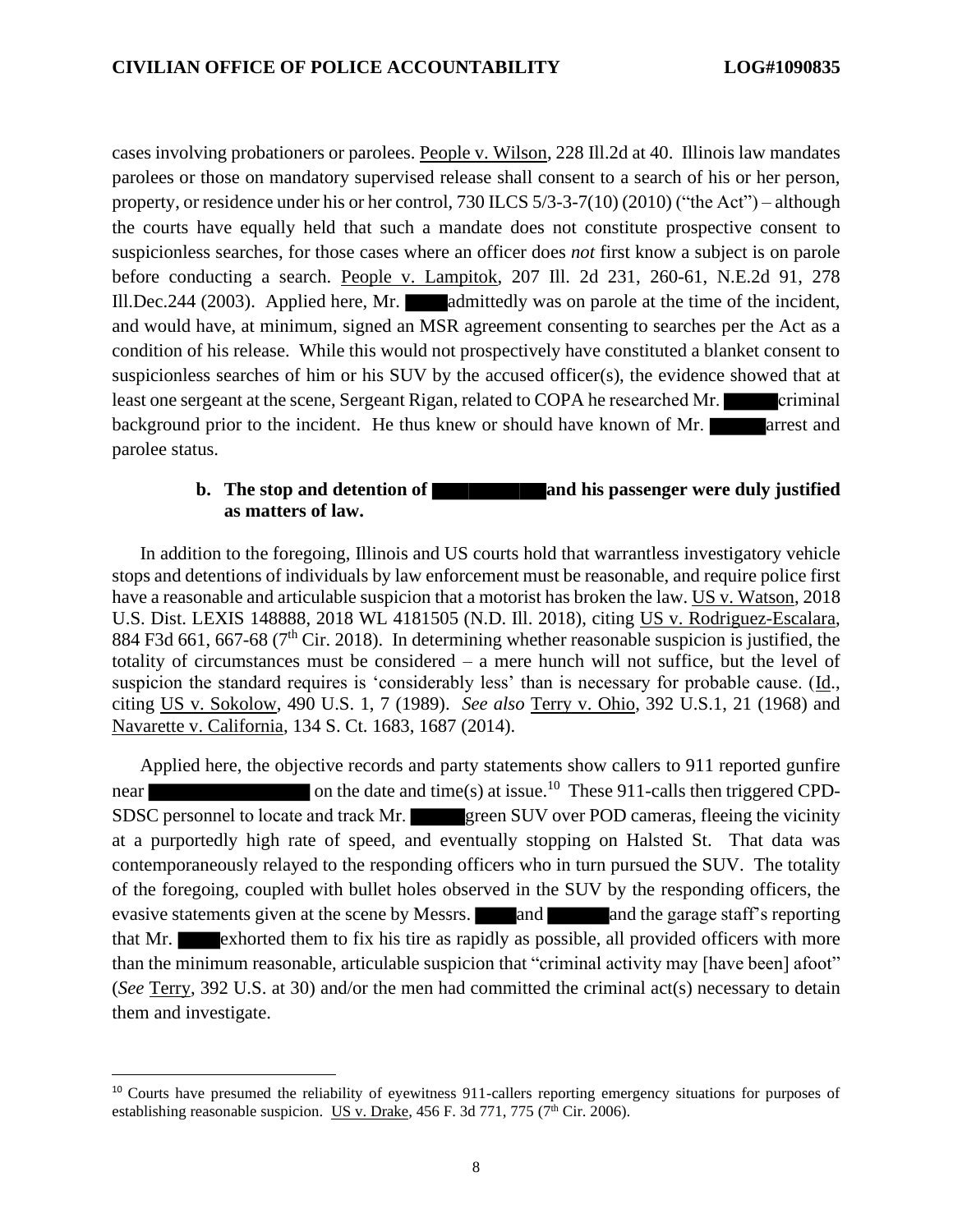cases involving probationers or parolees. People v. Wilson, 228 Ill.2d at 40. Illinois law mandates parolees or those on mandatory supervised release shall consent to a search of his or her person, property, or residence under his or her control, 730 ILCS 5/3-3-7(10) (2010) ("the Act") – although the courts have equally held that such a mandate does not constitute prospective consent to suspicionless searches, for those cases where an officer does *not* first know a subject is on parole before conducting a search. People v. Lampitok, 207 Ill. 2d 231, 260-61, N.E.2d 91, 278 Ill.Dec.244 (2003). Applied here, Mr. ████ admittedly was on parole at the time of the incident, and would have, at minimum, signed an MSR agreement consenting to searches per the Act as a condition of his release. While this would not prospectively have constituted a blanket consent to suspicionless searches of him or his SUV by the accused officer(s), the evidence showed that at least one sergeant at the scene, Sergeant Rigan, related to COPA he researched Mr. █████ criminal background prior to the incident. He thus knew or should have known of Mr. █████ arrest and parolee status.

**b. The stop and detention of ██████████ and his passenger were duly justified as matters of law.**

In addition to the foregoing, Illinois and US courts hold that warrantless investigatory vehicle stops and detentions of individuals by law enforcement must be reasonable, and require police first have a reasonable and articulable suspicion that a motorist has broken the law. US v. Watson, 2018 U.S. Dist. LEXIS 148888, 2018 WL 4181505 (N.D. Ill. 2018), citing US v. Rodriguez-Escalara, 884 F3d 661, 667-68 (7th Cir. 2018). In determining whether reasonable suspicion is justified, the totality of circumstances must be considered – a mere hunch will not suffice, but the level of suspicion the standard requires is 'considerably less' than is necessary for probable cause. (Id., citing US v. Sokolow, 490 U.S. 1, 7 (1989). *See also* Terry v. Ohio, 392 U.S.1, 21 (1968) and Navarette v. California, 134 S. Ct. 1683, 1687 (2014).

Applied here, the objective records and party statements show callers to 911 reported gunfire near ████████████████ on the date and time(s) at issue.[10] These 911-calls then triggered CPD-SDSC personnel to locate and track Mr. █████ green SUV over POD cameras, fleeing the vicinity at a purportedly high rate of speed, and eventually stopping on Halsted St. That data was contemporaneously relayed to the responding officers who in turn pursued the SUV. The totality of the foregoing, coupled with bullet holes observed in the SUV by the responding officers, the evasive statements given at the scene by Messrs. ████ and █████ and the garage staff's reporting that Mr. ████ exhorted them to fix his tire as rapidly as possible, all provided officers with more than the minimum reasonable, articulable suspicion that "criminal activity may [have been] afoot" (*See* Terry, 392 U.S. at 30) and/or the men had committed the criminal act(s) necessary to detain them and investigate.

---

[10] Courts have presumed the reliability of eyewitness 911-callers reporting emergency situations for purposes of establishing reasonable suspicion. US v. Drake, 456 F. 3d 771, 775 (7th Cir. 2006).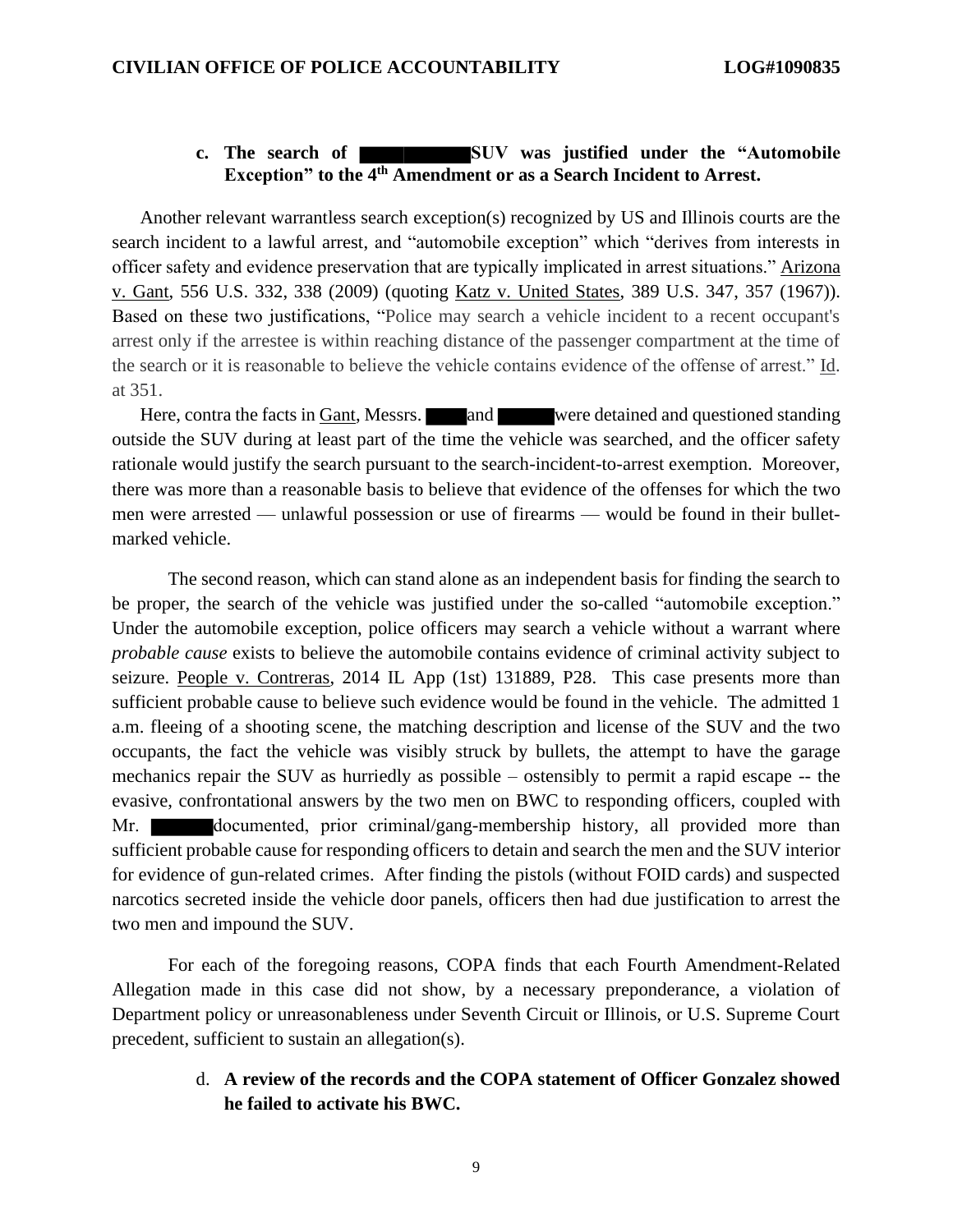**c. The search of ████████ SUV was justified under the "Automobile Exception" to the 4th Amendment or as a Search Incident to Arrest.**

Another relevant warrantless search exception(s) recognized by US and Illinois courts are the search incident to a lawful arrest, and "automobile exception" which "derives from interests in officer safety and evidence preservation that are typically implicated in arrest situations." Arizona v. Gant, 556 U.S. 332, 338 (2009) (quoting Katz v. United States, 389 U.S. 347, 357 (1967)). Based on these two justifications, "Police may search a vehicle incident to a recent occupant's arrest only if the arrestee is within reaching distance of the passenger compartment at the time of the search or it is reasonable to believe the vehicle contains evidence of the offense of arrest." Id. at 351.

Here, contra the facts in Gant, Messrs. ████ and █████ were detained and questioned standing outside the SUV during at least part of the time the vehicle was searched, and the officer safety rationale would justify the search pursuant to the search-incident-to-arrest exemption. Moreover, there was more than a reasonable basis to believe that evidence of the offenses for which the two men were arrested — unlawful possession or use of firearms — would be found in their bullet-marked vehicle.

The second reason, which can stand alone as an independent basis for finding the search to be proper, the search of the vehicle was justified under the so-called "automobile exception." Under the automobile exception, police officers may search a vehicle without a warrant where *probable cause* exists to believe the automobile contains evidence of criminal activity subject to seizure. People v. Contreras, 2014 IL App (1st) 131889, P28. This case presents more than sufficient probable cause to believe such evidence would be found in the vehicle. The admitted 1 a.m. fleeing of a shooting scene, the matching description and license of the SUV and the two occupants, the fact the vehicle was visibly struck by bullets, the attempt to have the garage mechanics repair the SUV as hurriedly as possible – ostensibly to permit a rapid escape -- the evasive, confrontational answers by the two men on BWC to responding officers, coupled with Mr. █████ documented, prior criminal/gang-membership history, all provided more than sufficient probable cause for responding officers to detain and search the men and the SUV interior for evidence of gun-related crimes. After finding the pistols (without FOID cards) and suspected narcotics secreted inside the vehicle door panels, officers then had due justification to arrest the two men and impound the SUV.

For each of the foregoing reasons, COPA finds that each Fourth Amendment-Related Allegation made in this case did not show, by a necessary preponderance, a violation of Department policy or unreasonableness under Seventh Circuit or Illinois, or U.S. Supreme Court precedent, sufficient to sustain an allegation(s).

d. **A review of the records and the COPA statement of Officer Gonzalez showed he failed to activate his BWC.**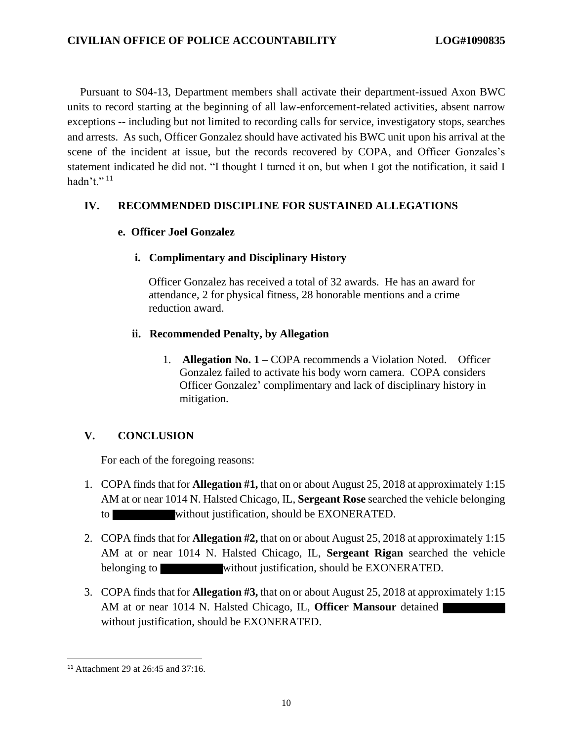Pursuant to S04-13, Department members shall activate their department-issued Axon BWC units to record starting at the beginning of all law-enforcement-related activities, absent narrow exceptions -- including but not limited to recording calls for service, investigatory stops, searches and arrests. As such, Officer Gonzalez should have activated his BWC unit upon his arrival at the scene of the incident at issue, but the records recovered by COPA, and Officer Gonzales's statement indicated he did not. "I thought I turned it on, but when I got the notification, it said I hadn't."[11]

## IV. RECOMMENDED DISCIPLINE FOR SUSTAINED ALLEGATIONS

### e. Officer Joel Gonzalez

#### i. Complimentary and Disciplinary History

Officer Gonzalez has received a total of 32 awards. He has an award for attendance, 2 for physical fitness, 28 honorable mentions and a crime reduction award.

#### ii. Recommended Penalty, by Allegation

1. **Allegation No. 1 –** COPA recommends a Violation Noted. Officer Gonzalez failed to activate his body worn camera. COPA considers Officer Gonzalez' complimentary and lack of disciplinary history in mitigation.

## V. CONCLUSION

For each of the foregoing reasons:

1. COPA finds that for **Allegation #1,** that on or about August 25, 2018 at approximately 1:15 AM at or near 1014 N. Halsted Chicago, IL, **Sergeant Rose** searched the vehicle belonging to ██████ without justification, should be EXONERATED.
2. COPA finds that for **Allegation #2,** that on or about August 25, 2018 at approximately 1:15 AM at or near 1014 N. Halsted Chicago, IL, **Sergeant Rigan** searched the vehicle belonging to ██████ without justification, should be EXONERATED.
3. COPA finds that for **Allegation #3,** that on or about August 25, 2018 at approximately 1:15 AM at or near 1014 N. Halsted Chicago, IL, **Officer Mansour** detained ██████ without justification, should be EXONERATED.

---

[11] Attachment 29 at 26:45 and 37:16.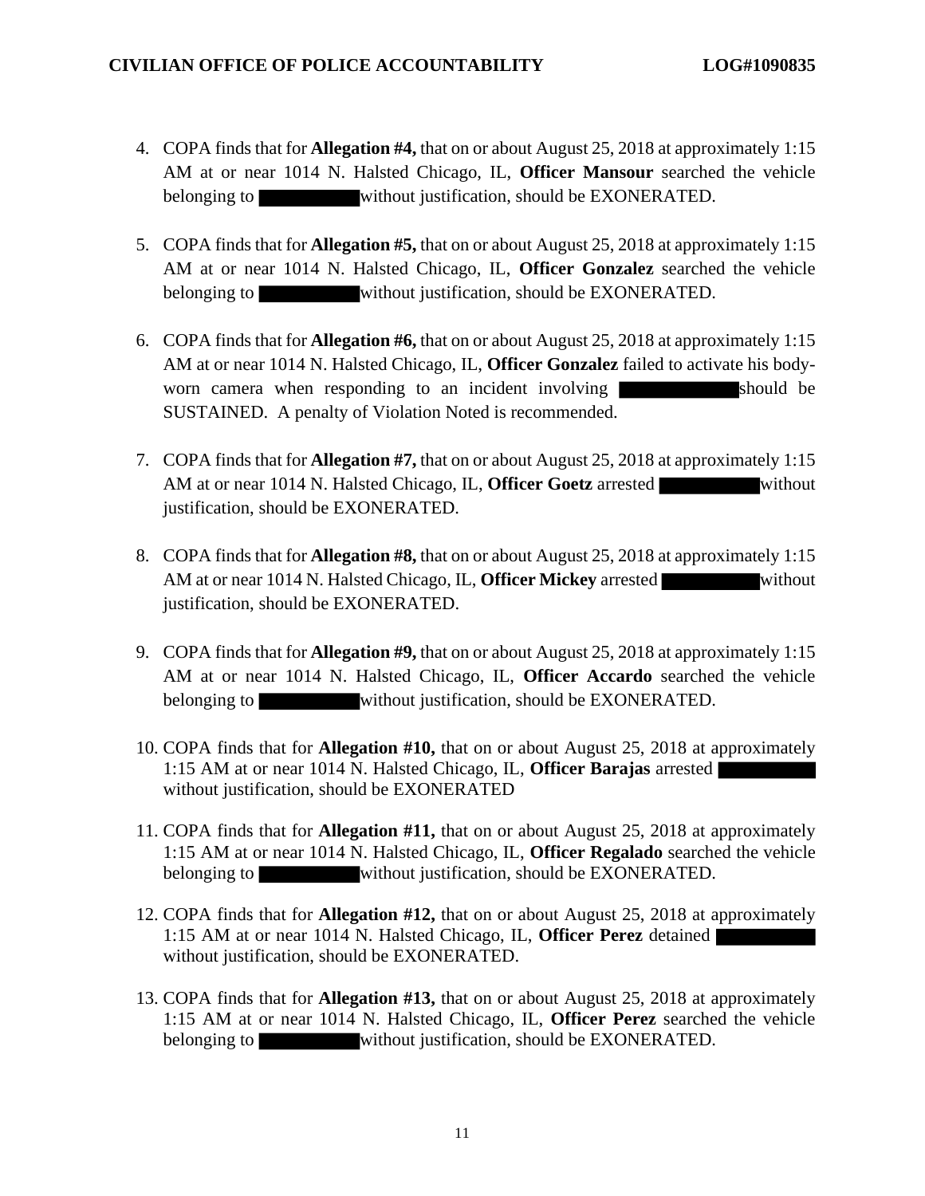4. COPA finds that for **Allegation #4,** that on or about August 25, 2018 at approximately 1:15 AM at or near 1014 N. Halsted Chicago, IL, **Officer Mansour** searched the vehicle belonging to ██████ without justification, should be EXONERATED.

5. COPA finds that for **Allegation #5,** that on or about August 25, 2018 at approximately 1:15 AM at or near 1014 N. Halsted Chicago, IL, **Officer Gonzalez** searched the vehicle belonging to ██████ without justification, should be EXONERATED.

6. COPA finds that for **Allegation #6,** that on or about August 25, 2018 at approximately 1:15 AM at or near 1014 N. Halsted Chicago, IL, **Officer Gonzalez** failed to activate his body-worn camera when responding to an incident involving ██████ should be SUSTAINED. A penalty of Violation Noted is recommended.

7. COPA finds that for **Allegation #7,** that on or about August 25, 2018 at approximately 1:15 AM at or near 1014 N. Halsted Chicago, IL, **Officer Goetz** arrested ██████ without justification, should be EXONERATED.

8. COPA finds that for **Allegation #8,** that on or about August 25, 2018 at approximately 1:15 AM at or near 1014 N. Halsted Chicago, IL, **Officer Mickey** arrested ██████ without justification, should be EXONERATED.

9. COPA finds that for **Allegation #9,** that on or about August 25, 2018 at approximately 1:15 AM at or near 1014 N. Halsted Chicago, IL, **Officer Accardo** searched the vehicle belonging to ██████ without justification, should be EXONERATED.

10. COPA finds that for **Allegation #10,** that on or about August 25, 2018 at approximately 1:15 AM at or near 1014 N. Halsted Chicago, IL, **Officer Barajas** arrested ██████ without justification, should be EXONERATED

11. COPA finds that for **Allegation #11,** that on or about August 25, 2018 at approximately 1:15 AM at or near 1014 N. Halsted Chicago, IL, **Officer Regalado** searched the vehicle belonging to ██████ without justification, should be EXONERATED.

12. COPA finds that for **Allegation #12,** that on or about August 25, 2018 at approximately 1:15 AM at or near 1014 N. Halsted Chicago, IL, **Officer Perez** detained ██████ without justification, should be EXONERATED.

13. COPA finds that for **Allegation #13,** that on or about August 25, 2018 at approximately 1:15 AM at or near 1014 N. Halsted Chicago, IL, **Officer Perez** searched the vehicle belonging to ██████ without justification, should be EXONERATED.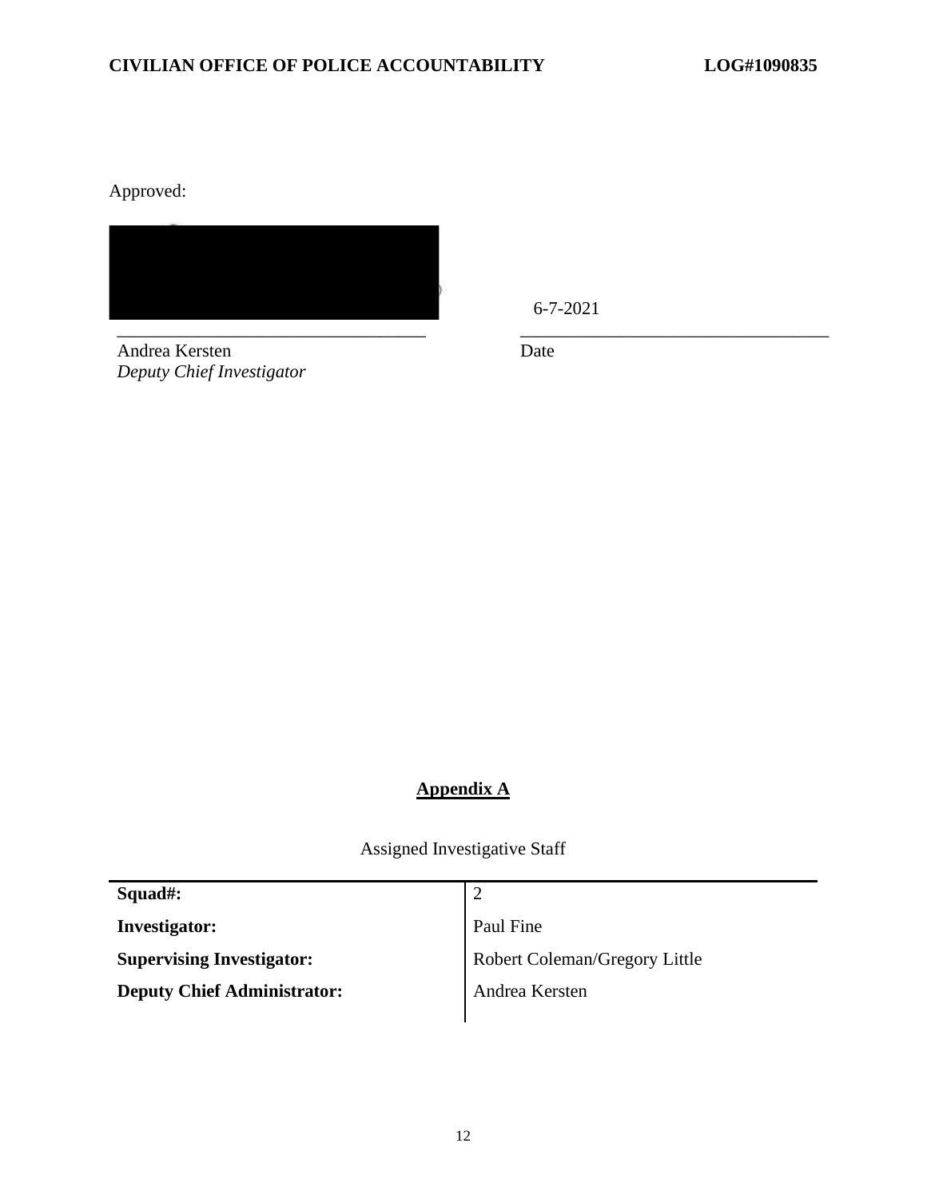Approved:

6-7-2021

\_\_\_\_\_\_\_\_\_\_\_\_\_\_\_\_\_\_\_\_\_\_\_\_\_\_\_\_\_\_\_\_\_\_ \_\_\_\_\_\_\_\_\_\_\_\_\_\_\_\_\_\_\_\_\_\_\_\_\_\_\_\_\_\_\_\_\_\_

Andrea Kersten
*Deputy Chief Investigator*

Date

## Appendix A

Assigned Investigative Staff

| | |
|---|---|
| **Squad#:** | 2 |
| **Investigator:** | Paul Fine |
| **Supervising Investigator:** | Robert Coleman/Gregory Little |
| **Deputy Chief Administrator:** | Andrea Kersten |